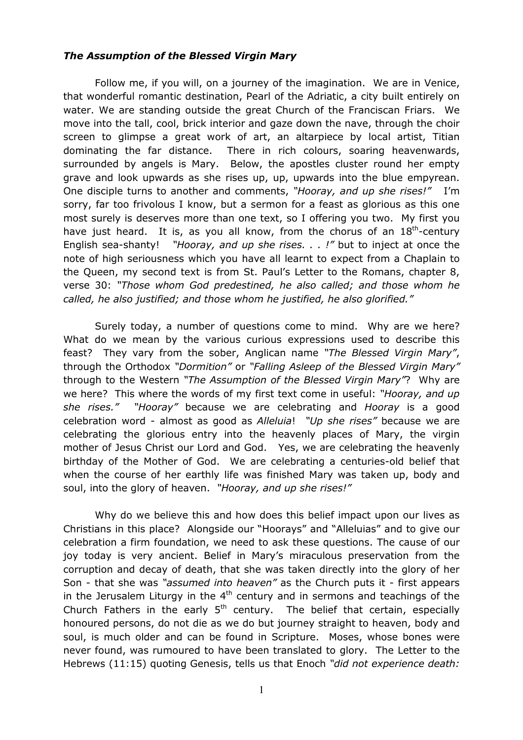***The Assumption of the Blessed Virgin Mary***

Follow me, if you will, on a journey of the imagination. We are in Venice, that wonderful romantic destination, Pearl of the Adriatic, a city built entirely on water. We are standing outside the great Church of the Franciscan Friars. We move into the tall, cool, brick interior and gaze down the nave, through the choir screen to glimpse a great work of art, an altarpiece by local artist, Titian dominating the far distance. There in rich colours, soaring heavenwards, surrounded by angels is Mary. Below, the apostles cluster round her empty grave and look upwards as she rises up, up, upwards into the blue empyrean. One disciple turns to another and comments, *"Hooray, and up she rises!"* I'm sorry, far too frivolous I know, but a sermon for a feast as glorious as this one most surely is deserves more than one text, so I offering you two. My first you have just heard. It is, as you all know, from the chorus of an 18th-century English sea-shanty! *"Hooray, and up she rises. . . !"* but to inject at once the note of high seriousness which you have all learnt to expect from a Chaplain to the Queen, my second text is from St. Paul's Letter to the Romans, chapter 8, verse 30: *"Those whom God predestined, he also called; and those whom he called, he also justified; and those whom he justified, he also glorified."*

Surely today, a number of questions come to mind. Why are we here? What do we mean by the various curious expressions used to describe this feast? They vary from the sober, Anglican name *"The Blessed Virgin Mary"*, through the Orthodox *"Dormition"* or *"Falling Asleep of the Blessed Virgin Mary"* through to the Western *"The Assumption of the Blessed Virgin Mary"*? Why are we here? This where the words of my first text come in useful: *"Hooray, and up she rises." "Hooray"* because we are celebrating and *Hooray* is a good celebration word - almost as good as *Alleluia*! *"Up she rises"* because we are celebrating the glorious entry into the heavenly places of Mary, the virgin mother of Jesus Christ our Lord and God. Yes, we are celebrating the heavenly birthday of the Mother of God. We are celebrating a centuries-old belief that when the course of her earthly life was finished Mary was taken up, body and soul, into the glory of heaven. *"Hooray, and up she rises!"*

Why do we believe this and how does this belief impact upon our lives as Christians in this place? Alongside our "Hoorays" and "Alleluias" and to give our celebration a firm foundation, we need to ask these questions. The cause of our joy today is very ancient. Belief in Mary's miraculous preservation from the corruption and decay of death, that she was taken directly into the glory of her Son - that she was *"assumed into heaven"* as the Church puts it - first appears in the Jerusalem Liturgy in the 4th century and in sermons and teachings of the Church Fathers in the early 5th century. The belief that certain, especially honoured persons, do not die as we do but journey straight to heaven, body and soul, is much older and can be found in Scripture. Moses, whose bones were never found, was rumoured to have been translated to glory. The Letter to the Hebrews (11:15) quoting Genesis, tells us that Enoch *"did not experience death:*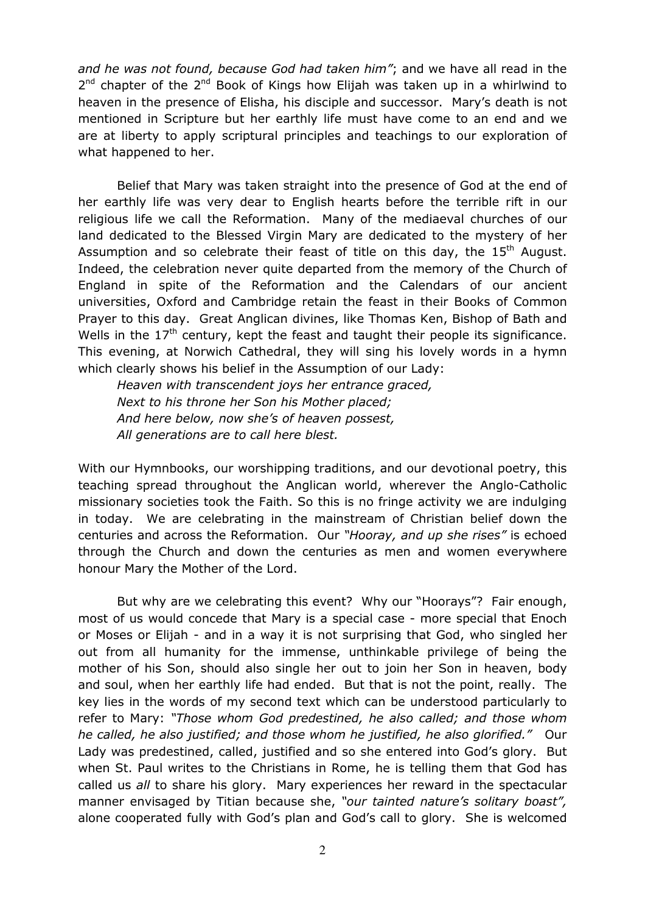*and he was not found, because God had taken him"*; and we have all read in the 2nd chapter of the 2nd Book of Kings how Elijah was taken up in a whirlwind to heaven in the presence of Elisha, his disciple and successor. Mary's death is not mentioned in Scripture but her earthly life must have come to an end and we are at liberty to apply scriptural principles and teachings to our exploration of what happened to her.

Belief that Mary was taken straight into the presence of God at the end of her earthly life was very dear to English hearts before the terrible rift in our religious life we call the Reformation. Many of the mediaeval churches of our land dedicated to the Blessed Virgin Mary are dedicated to the mystery of her Assumption and so celebrate their feast of title on this day, the 15th August. Indeed, the celebration never quite departed from the memory of the Church of England in spite of the Reformation and the Calendars of our ancient universities, Oxford and Cambridge retain the feast in their Books of Common Prayer to this day. Great Anglican divines, like Thomas Ken, Bishop of Bath and Wells in the 17th century, kept the feast and taught their people its significance. This evening, at Norwich Cathedral, they will sing his lovely words in a hymn which clearly shows his belief in the Assumption of our Lady:

*Heaven with transcendent joys her entrance graced,*
*Next to his throne her Son his Mother placed;*
*And here below, now she's of heaven possest,*
*All generations are to call here blest.*

With our Hymnbooks, our worshipping traditions, and our devotional poetry, this teaching spread throughout the Anglican world, wherever the Anglo-Catholic missionary societies took the Faith. So this is no fringe activity we are indulging in today. We are celebrating in the mainstream of Christian belief down the centuries and across the Reformation. Our *"Hooray, and up she rises"* is echoed through the Church and down the centuries as men and women everywhere honour Mary the Mother of the Lord.

But why are we celebrating this event? Why our "Hoorays"? Fair enough, most of us would concede that Mary is a special case - more special that Enoch or Moses or Elijah - and in a way it is not surprising that God, who singled her out from all humanity for the immense, unthinkable privilege of being the mother of his Son, should also single her out to join her Son in heaven, body and soul, when her earthly life had ended. But that is not the point, really. The key lies in the words of my second text which can be understood particularly to refer to Mary: *"Those whom God predestined, he also called; and those whom he called, he also justified; and those whom he justified, he also glorified."* Our Lady was predestined, called, justified and so she entered into God's glory. But when St. Paul writes to the Christians in Rome, he is telling them that God has called us *all* to share his glory. Mary experiences her reward in the spectacular manner envisaged by Titian because she, *"our tainted nature's solitary boast",* alone cooperated fully with God's plan and God's call to glory. She is welcomed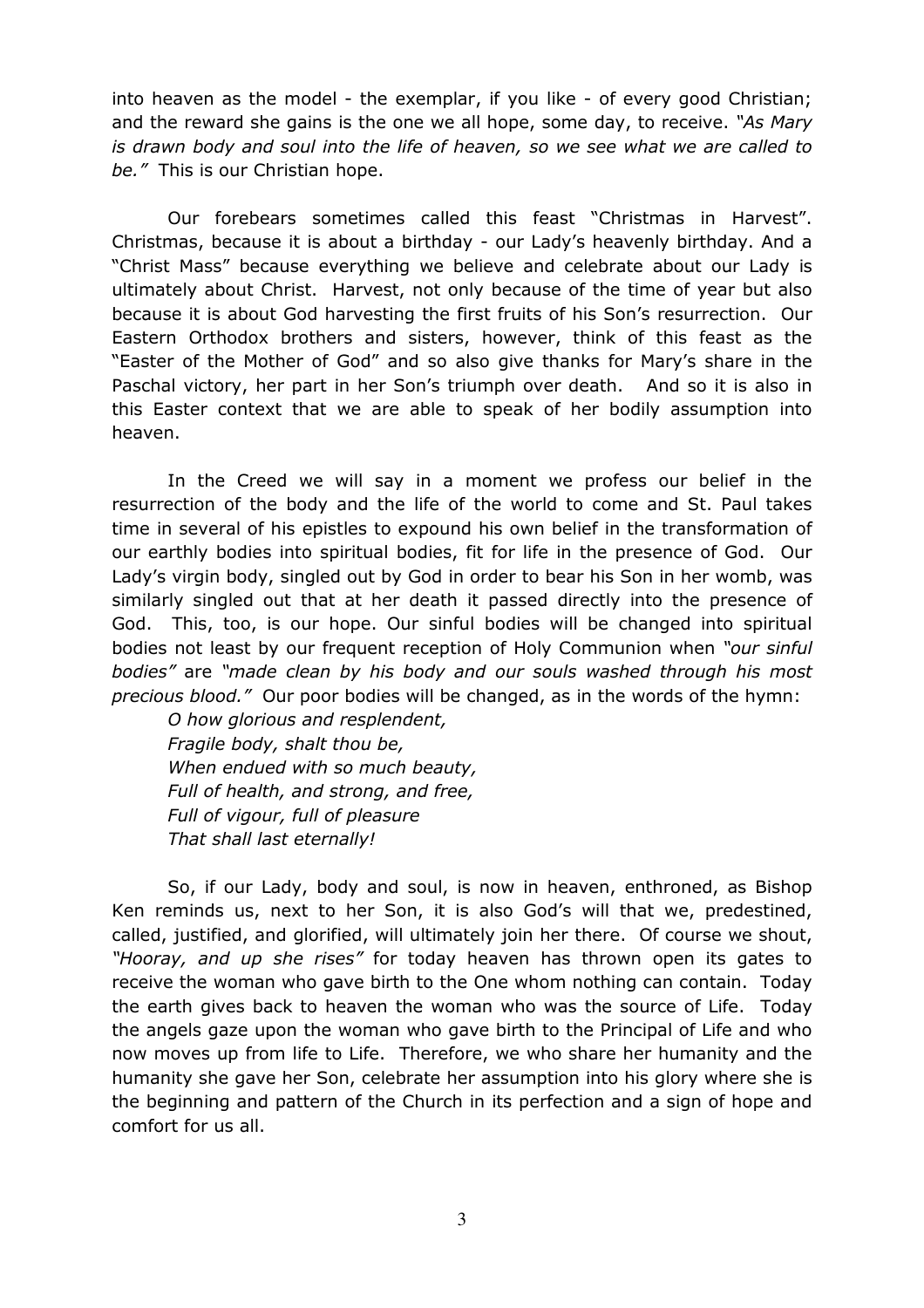into heaven as the model - the exemplar, if you like - of every good Christian; and the reward she gains is the one we all hope, some day, to receive. *"As Mary is drawn body and soul into the life of heaven, so we see what we are called to be."* This is our Christian hope.

Our forebears sometimes called this feast "Christmas in Harvest". Christmas, because it is about a birthday - our Lady's heavenly birthday. And a "Christ Mass" because everything we believe and celebrate about our Lady is ultimately about Christ. Harvest, not only because of the time of year but also because it is about God harvesting the first fruits of his Son's resurrection. Our Eastern Orthodox brothers and sisters, however, think of this feast as the "Easter of the Mother of God" and so also give thanks for Mary's share in the Paschal victory, her part in her Son's triumph over death. And so it is also in this Easter context that we are able to speak of her bodily assumption into heaven.

In the Creed we will say in a moment we profess our belief in the resurrection of the body and the life of the world to come and St. Paul takes time in several of his epistles to expound his own belief in the transformation of our earthly bodies into spiritual bodies, fit for life in the presence of God. Our Lady's virgin body, singled out by God in order to bear his Son in her womb, was similarly singled out that at her death it passed directly into the presence of God. This, too, is our hope. Our sinful bodies will be changed into spiritual bodies not least by our frequent reception of Holy Communion when *"our sinful bodies"* are *"made clean by his body and our souls washed through his most precious blood."* Our poor bodies will be changed, as in the words of the hymn:

*O how glorious and resplendent,*
*Fragile body, shalt thou be,*
*When endued with so much beauty,*
*Full of health, and strong, and free,*
*Full of vigour, full of pleasure*
*That shall last eternally!*

So, if our Lady, body and soul, is now in heaven, enthroned, as Bishop Ken reminds us, next to her Son, it is also God's will that we, predestined, called, justified, and glorified, will ultimately join her there. Of course we shout, *"Hooray, and up she rises"* for today heaven has thrown open its gates to receive the woman who gave birth to the One whom nothing can contain. Today the earth gives back to heaven the woman who was the source of Life. Today the angels gaze upon the woman who gave birth to the Principal of Life and who now moves up from life to Life. Therefore, we who share her humanity and the humanity she gave her Son, celebrate her assumption into his glory where she is the beginning and pattern of the Church in its perfection and a sign of hope and comfort for us all.